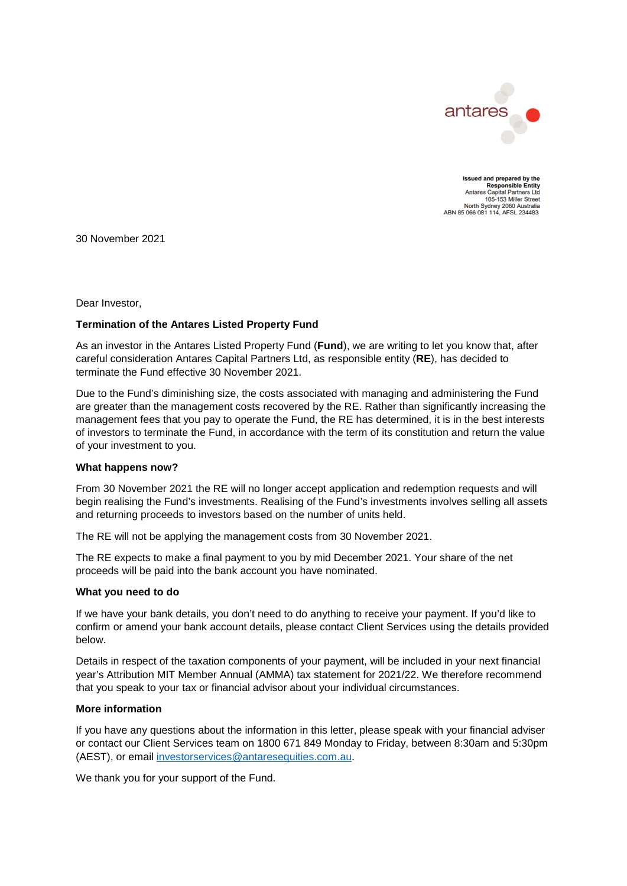Issued and prepared by the
**Responsible Entity**
Antares Capital Partners Ltd
105-153 Miller Street
North Sydney 2060 Australia
ABN 85 066 081 114, AFSL 234483

30 November 2021

Dear Investor,

**Termination of the Antares Listed Property Fund**

As an investor in the Antares Listed Property Fund (**Fund**), we are writing to let you know that, after careful consideration Antares Capital Partners Ltd, as responsible entity (**RE**), has decided to terminate the Fund effective 30 November 2021.

Due to the Fund's diminishing size, the costs associated with managing and administering the Fund are greater than the management costs recovered by the RE. Rather than significantly increasing the management fees that you pay to operate the Fund, the RE has determined, it is in the best interests of investors to terminate the Fund, in accordance with the term of its constitution and return the value of your investment to you.

**What happens now?**

From 30 November 2021 the RE will no longer accept application and redemption requests and will begin realising the Fund's investments. Realising of the Fund's investments involves selling all assets and returning proceeds to investors based on the number of units held.

The RE will not be applying the management costs from 30 November 2021.

The RE expects to make a final payment to you by mid December 2021. Your share of the net proceeds will be paid into the bank account you have nominated.

**What you need to do**

If we have your bank details, you don't need to do anything to receive your payment. If you'd like to confirm or amend your bank account details, please contact Client Services using the details provided below.

Details in respect of the taxation components of your payment, will be included in your next financial year's Attribution MIT Member Annual (AMMA) tax statement for 2021/22. We therefore recommend that you speak to your tax or financial advisor about your individual circumstances.

**More information**

If you have any questions about the information in this letter, please speak with your financial adviser or contact our Client Services team on 1800 671 849 Monday to Friday, between 8:30am and 5:30pm (AEST), or email investorservices@antaresequities.com.au.

We thank you for your support of the Fund.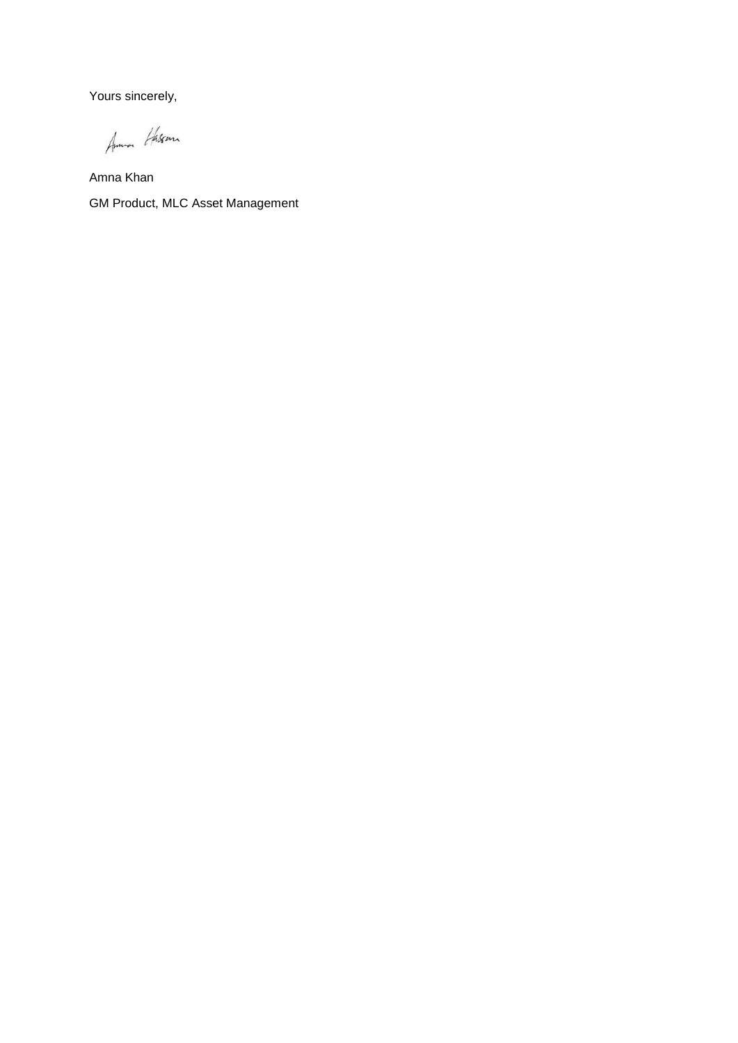Yours sincerely,

Amna Khan

GM Product, MLC Asset Management